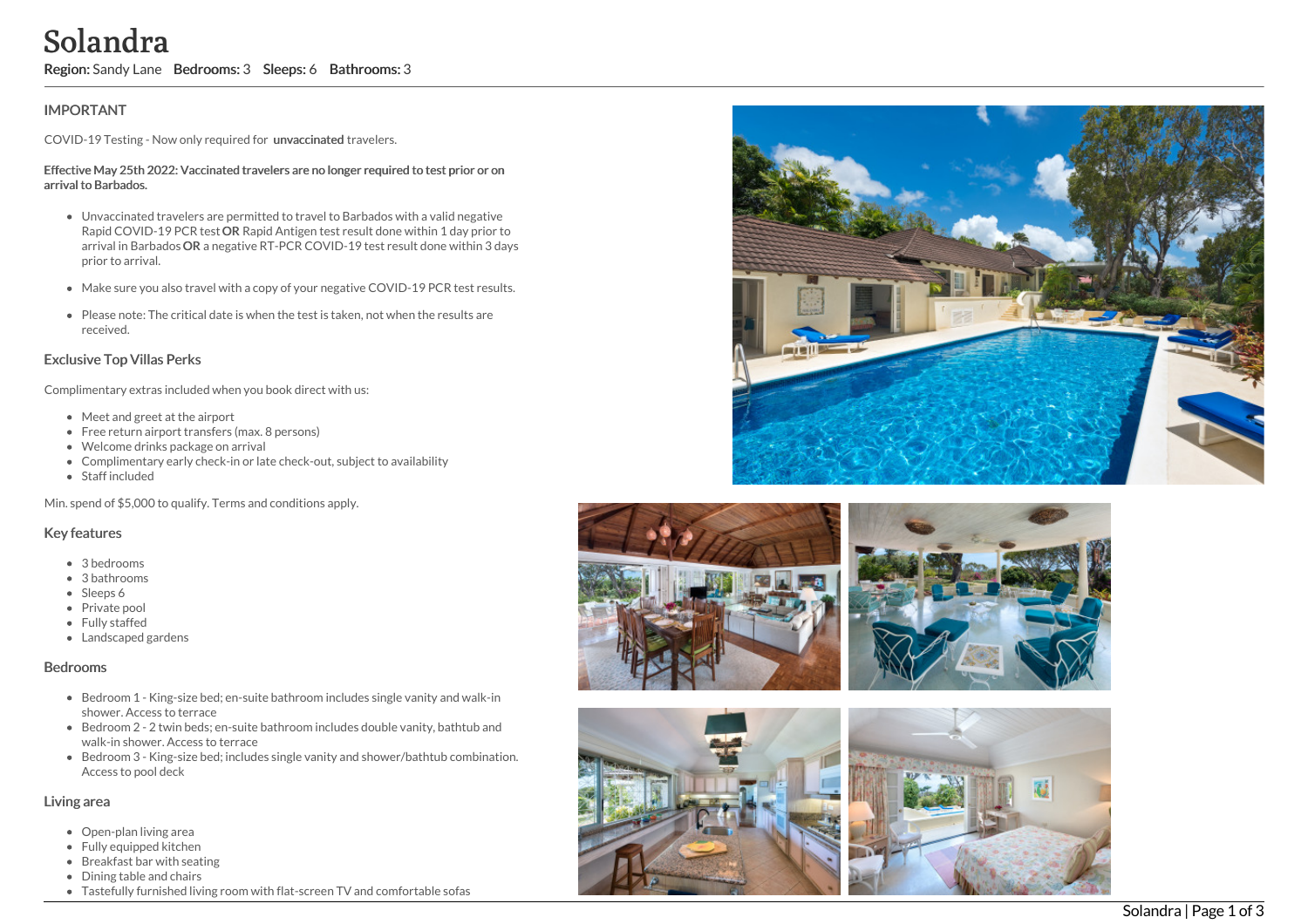# Solandra

**Region:** Sandy Lane **Bedrooms:** 3 **Sleeps:** 6 **Bathrooms:** 3

## IMPORTANT

COVID-19 Testing - Now only required for **unvaccinated** travelers.

**Effective May 25th 2022: Vaccinated travelers are no longer required to test prior or on arrival to Barbados.**

- Unvaccinated travelers are permitted to travel to Barbados with a valid negative Rapid COVID-19 PCR test **OR** Rapid Antigen test result done within 1 day prior to arrival in Barbados **OR** a negative RT-PCR COVID-19 test result done within 3 days prior to arrival.
- Make sure you also travel with a copy of your negative COVID-19 PCR test results.
- Please note: The critical date is when the test is taken, not when the results are received.

## Exclusive Top Villas Perks

Complimentary extras included when you book direct with us:

- Meet and greet at the airport
- Free return airport transfers (max. 8 persons)
- Welcome drinks package on arrival
- Complimentary early check-in or late check-out, subject to availability
- Staff included

Min. spend of $5,000 to qualify. Terms and conditions apply.

## Key features

- 3 bedrooms
- 3 bathrooms
- Sleeps 6
- Private pool
- Fully staffed
- Landscaped gardens

## Bedrooms

- Bedroom 1 - King-size bed; en-suite bathroom includes single vanity and walk-in shower. Access to terrace
- Bedroom 2 - 2 twin beds; en-suite bathroom includes double vanity, bathtub and walk-in shower. Access to terrace
- Bedroom 3 - King-size bed; includes single vanity and shower/bathtub combination. Access to pool deck

## Living area

- Open-plan living area
- Fully equipped kitchen
- Breakfast bar with seating
- Dining table and chairs
- Tastefully furnished living room with flat-screen TV and comfortable sofas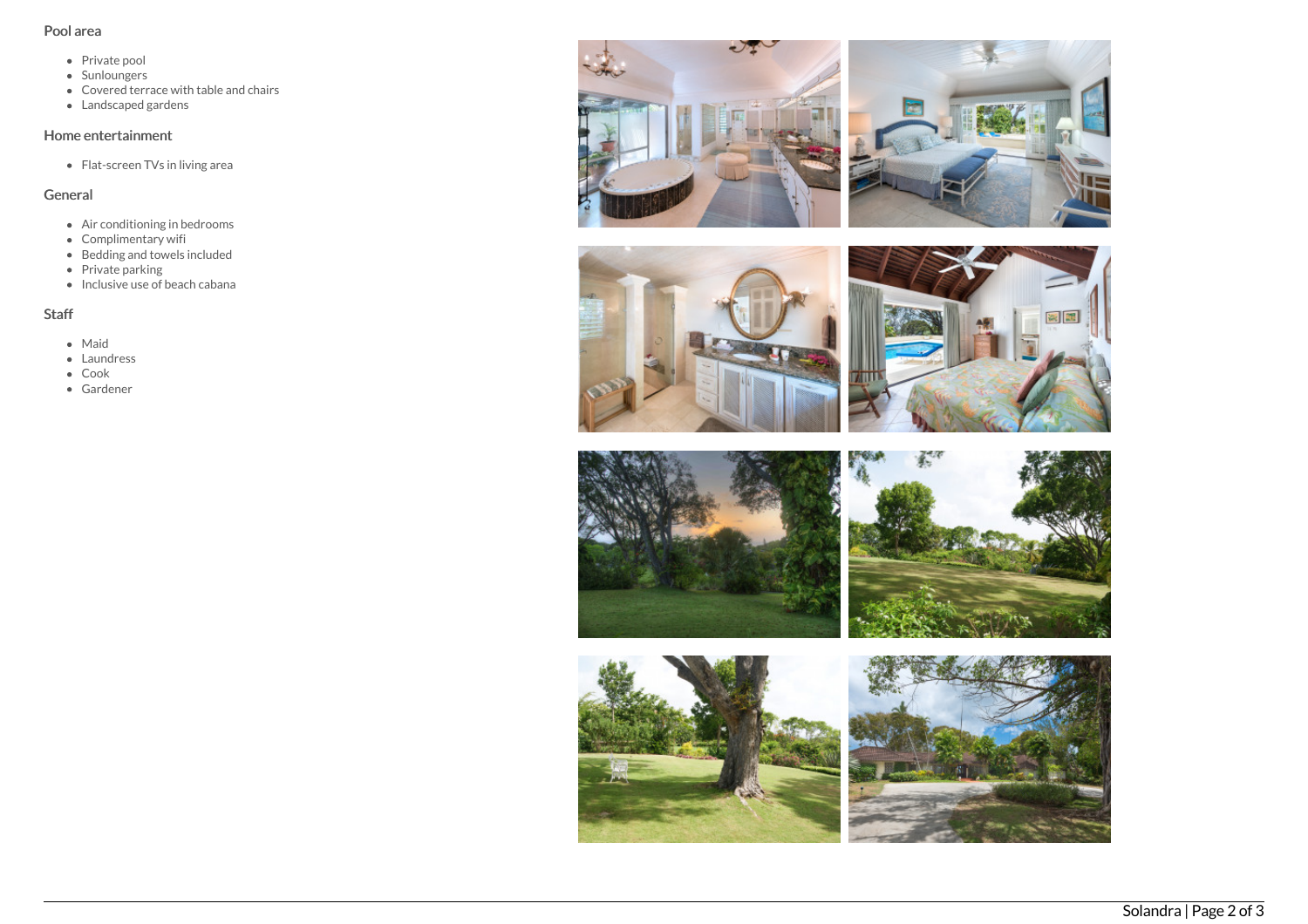## Pool area

- Private pool
- Sunloungers
- Covered terrace with table and chairs
- Landscaped gardens

## Home entertainment

- Flat-screen TVs in living area

## General

- Air conditioning in bedrooms
- Complimentary wifi
- Bedding and towels included
- Private parking
- Inclusive use of beach cabana

## Staff

- Maid
- Laundress
- Cook
- Gardener